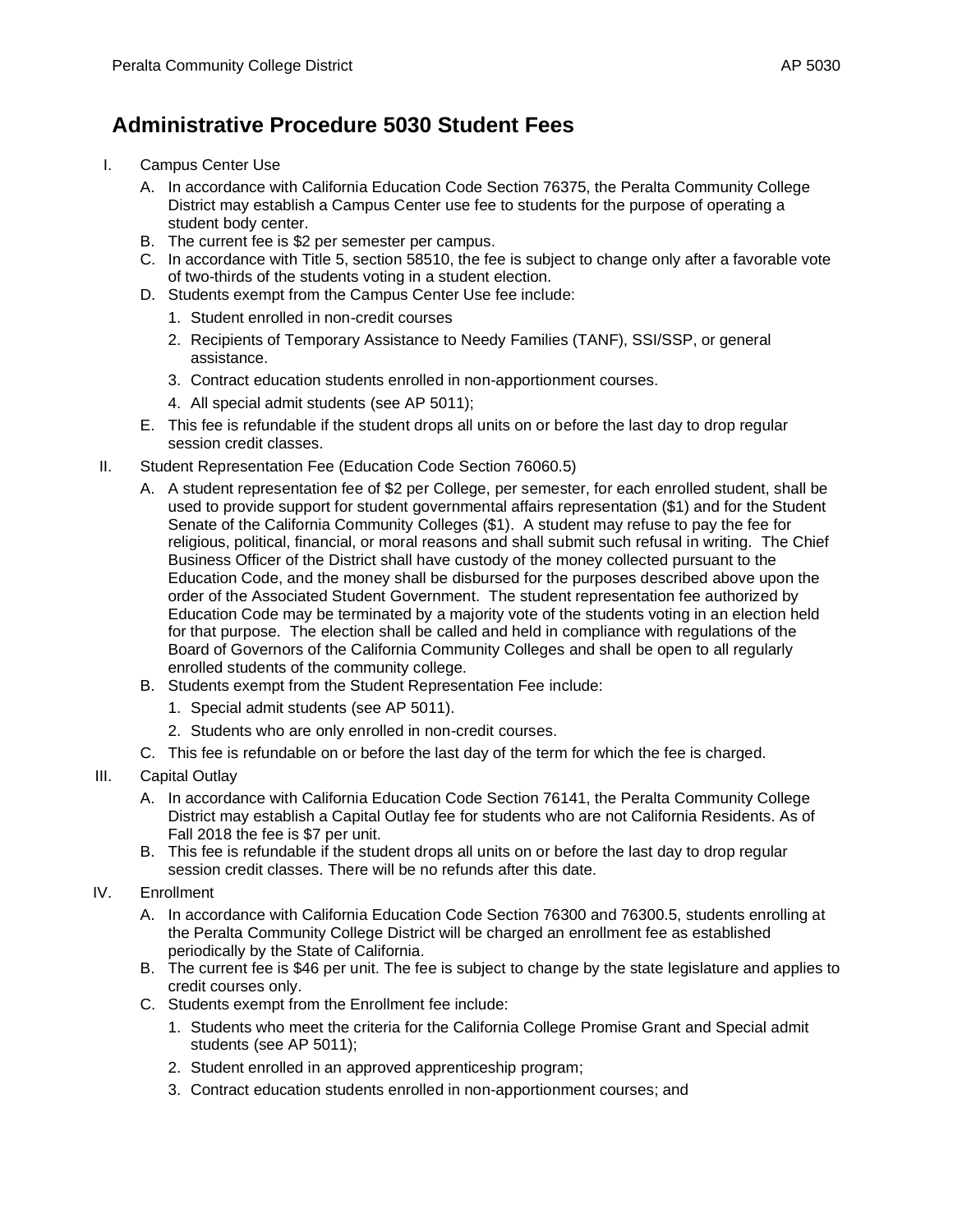# Administrative Procedure 5030 Student Fees

I. Campus Center Use

A. In accordance with California Education Code Section 76375, the Peralta Community College District may establish a Campus Center use fee to students for the purpose of operating a student body center.

B. The current fee is $2 per semester per campus.

C. In accordance with Title 5, section 58510, the fee is subject to change only after a favorable vote of two-thirds of the students voting in a student election.

D. Students exempt from the Campus Center Use fee include:

1. Student enrolled in non-credit courses
2. Recipients of Temporary Assistance to Needy Families (TANF), SSI/SSP, or general assistance.
3. Contract education students enrolled in non-apportionment courses.
4. All special admit students (see AP 5011);

E. This fee is refundable if the student drops all units on or before the last day to drop regular session credit classes.

II. Student Representation Fee (Education Code Section 76060.5)

A. A student representation fee of $2 per College, per semester, for each enrolled student, shall be used to provide support for student governmental affairs representation ($1) and for the Student Senate of the California Community Colleges ($1). A student may refuse to pay the fee for religious, political, financial, or moral reasons and shall submit such refusal in writing. The Chief Business Officer of the District shall have custody of the money collected pursuant to the Education Code, and the money shall be disbursed for the purposes described above upon the order of the Associated Student Government. The student representation fee authorized by Education Code may be terminated by a majority vote of the students voting in an election held for that purpose. The election shall be called and held in compliance with regulations of the Board of Governors of the California Community Colleges and shall be open to all regularly enrolled students of the community college.

B. Students exempt from the Student Representation Fee include:

1. Special admit students (see AP 5011).
2. Students who are only enrolled in non-credit courses.

C. This fee is refundable on or before the last day of the term for which the fee is charged.

III. Capital Outlay

A. In accordance with California Education Code Section 76141, the Peralta Community College District may establish a Capital Outlay fee for students who are not California Residents. As of Fall 2018 the fee is $7 per unit.

B. This fee is refundable if the student drops all units on or before the last day to drop regular session credit classes. There will be no refunds after this date.

IV. Enrollment

A. In accordance with California Education Code Section 76300 and 76300.5, students enrolling at the Peralta Community College District will be charged an enrollment fee as established periodically by the State of California.

B. The current fee is $46 per unit. The fee is subject to change by the state legislature and applies to credit courses only.

C. Students exempt from the Enrollment fee include:

1. Students who meet the criteria for the California College Promise Grant and Special admit students (see AP 5011);
2. Student enrolled in an approved apprenticeship program;
3. Contract education students enrolled in non-apportionment courses; and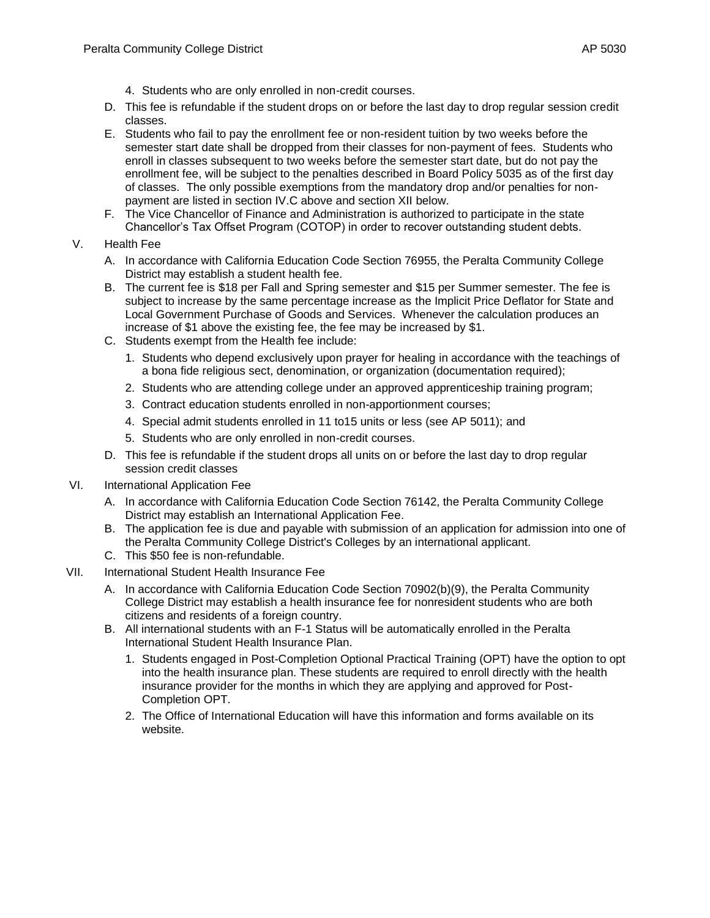4. Students who are only enrolled in non-credit courses.

D. This fee is refundable if the student drops on or before the last day to drop regular session credit classes.

E. Students who fail to pay the enrollment fee or non-resident tuition by two weeks before the semester start date shall be dropped from their classes for non-payment of fees. Students who enroll in classes subsequent to two weeks before the semester start date, but do not pay the enrollment fee, will be subject to the penalties described in Board Policy 5035 as of the first day of classes. The only possible exemptions from the mandatory drop and/or penalties for non-payment are listed in section IV.C above and section XII below.

F. The Vice Chancellor of Finance and Administration is authorized to participate in the state Chancellor's Tax Offset Program (COTOP) in order to recover outstanding student debts.

V. Health Fee

A. In accordance with California Education Code Section 76955, the Peralta Community College District may establish a student health fee.

B. The current fee is $18 per Fall and Spring semester and $15 per Summer semester. The fee is subject to increase by the same percentage increase as the Implicit Price Deflator for State and Local Government Purchase of Goods and Services. Whenever the calculation produces an increase of $1 above the existing fee, the fee may be increased by $1.

C. Students exempt from the Health fee include:

1. Students who depend exclusively upon prayer for healing in accordance with the teachings of a bona fide religious sect, denomination, or organization (documentation required);
2. Students who are attending college under an approved apprenticeship training program;
3. Contract education students enrolled in non-apportionment courses;
4. Special admit students enrolled in 11 to15 units or less (see AP 5011); and
5. Students who are only enrolled in non-credit courses.

D. This fee is refundable if the student drops all units on or before the last day to drop regular session credit classes

VI. International Application Fee

A. In accordance with California Education Code Section 76142, the Peralta Community College District may establish an International Application Fee.

B. The application fee is due and payable with submission of an application for admission into one of the Peralta Community College District's Colleges by an international applicant.

C. This $50 fee is non-refundable.

VII. International Student Health Insurance Fee

A. In accordance with California Education Code Section 70902(b)(9), the Peralta Community College District may establish a health insurance fee for nonresident students who are both citizens and residents of a foreign country.

B. All international students with an F-1 Status will be automatically enrolled in the Peralta International Student Health Insurance Plan.

1. Students engaged in Post-Completion Optional Practical Training (OPT) have the option to opt into the health insurance plan. These students are required to enroll directly with the health insurance provider for the months in which they are applying and approved for Post-Completion OPT.
2. The Office of International Education will have this information and forms available on its website.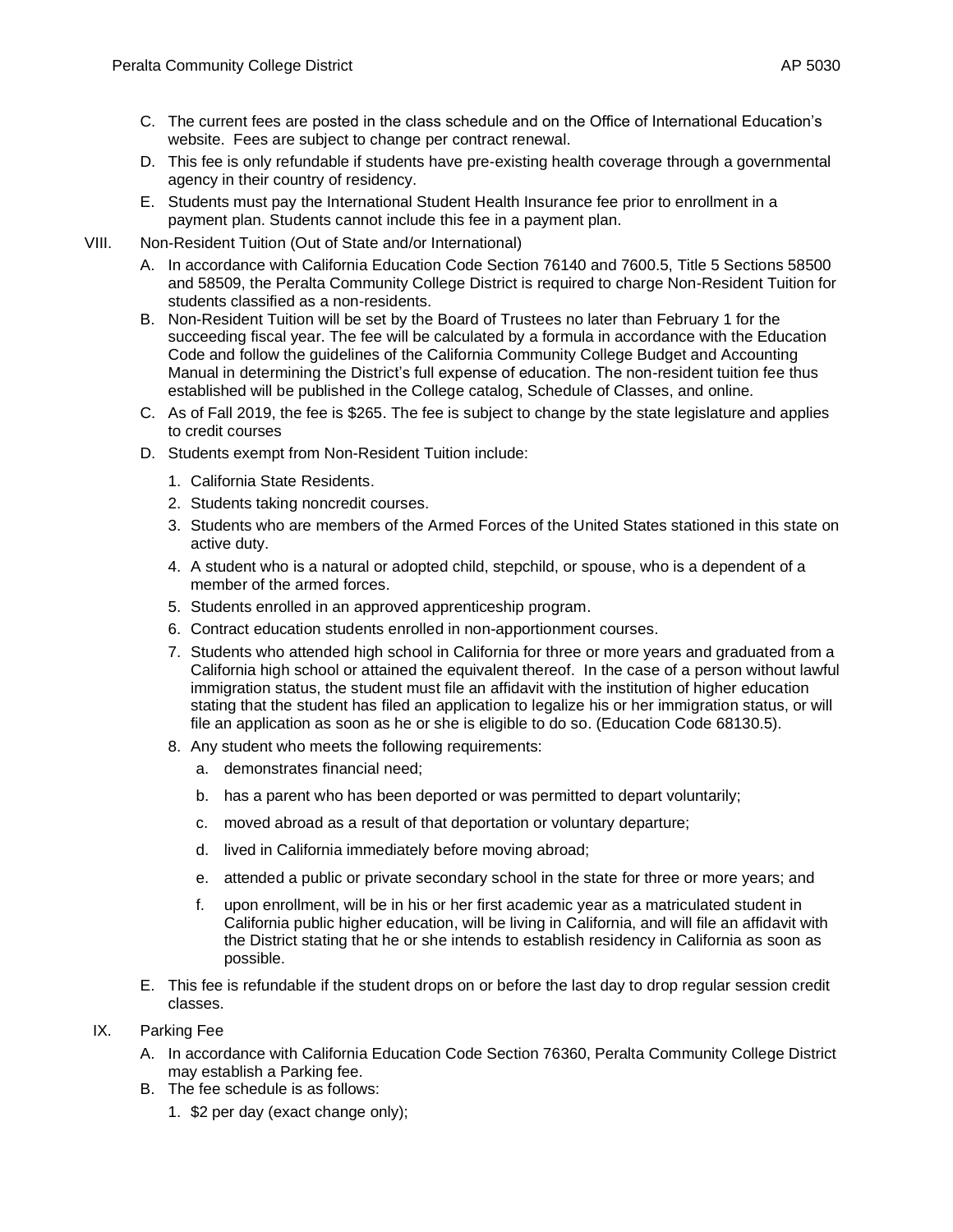C. The current fees are posted in the class schedule and on the Office of International Education's website. Fees are subject to change per contract renewal.

D. This fee is only refundable if students have pre-existing health coverage through a governmental agency in their country of residency.

E. Students must pay the International Student Health Insurance fee prior to enrollment in a payment plan. Students cannot include this fee in a payment plan.

VIII. Non-Resident Tuition (Out of State and/or International)

A. In accordance with California Education Code Section 76140 and 7600.5, Title 5 Sections 58500 and 58509, the Peralta Community College District is required to charge Non-Resident Tuition for students classified as a non-residents.

B. Non-Resident Tuition will be set by the Board of Trustees no later than February 1 for the succeeding fiscal year. The fee will be calculated by a formula in accordance with the Education Code and follow the guidelines of the California Community College Budget and Accounting Manual in determining the District's full expense of education. The non-resident tuition fee thus established will be published in the College catalog, Schedule of Classes, and online.

C. As of Fall 2019, the fee is $265. The fee is subject to change by the state legislature and applies to credit courses

D. Students exempt from Non-Resident Tuition include:

1. California State Residents.
2. Students taking noncredit courses.
3. Students who are members of the Armed Forces of the United States stationed in this state on active duty.
4. A student who is a natural or adopted child, stepchild, or spouse, who is a dependent of a member of the armed forces.
5. Students enrolled in an approved apprenticeship program.
6. Contract education students enrolled in non-apportionment courses.
7. Students who attended high school in California for three or more years and graduated from a California high school or attained the equivalent thereof. In the case of a person without lawful immigration status, the student must file an affidavit with the institution of higher education stating that the student has filed an application to legalize his or her immigration status, or will file an application as soon as he or she is eligible to do so. (Education Code 68130.5).
8. Any student who meets the following requirements:
   a. demonstrates financial need;
   b. has a parent who has been deported or was permitted to depart voluntarily;
   c. moved abroad as a result of that deportation or voluntary departure;
   d. lived in California immediately before moving abroad;
   e. attended a public or private secondary school in the state for three or more years; and
   f. upon enrollment, will be in his or her first academic year as a matriculated student in California public higher education, will be living in California, and will file an affidavit with the District stating that he or she intends to establish residency in California as soon as possible.

E. This fee is refundable if the student drops on or before the last day to drop regular session credit classes.

IX. Parking Fee

A. In accordance with California Education Code Section 76360, Peralta Community College District may establish a Parking fee.

B. The fee schedule is as follows:

1. $2 per day (exact change only);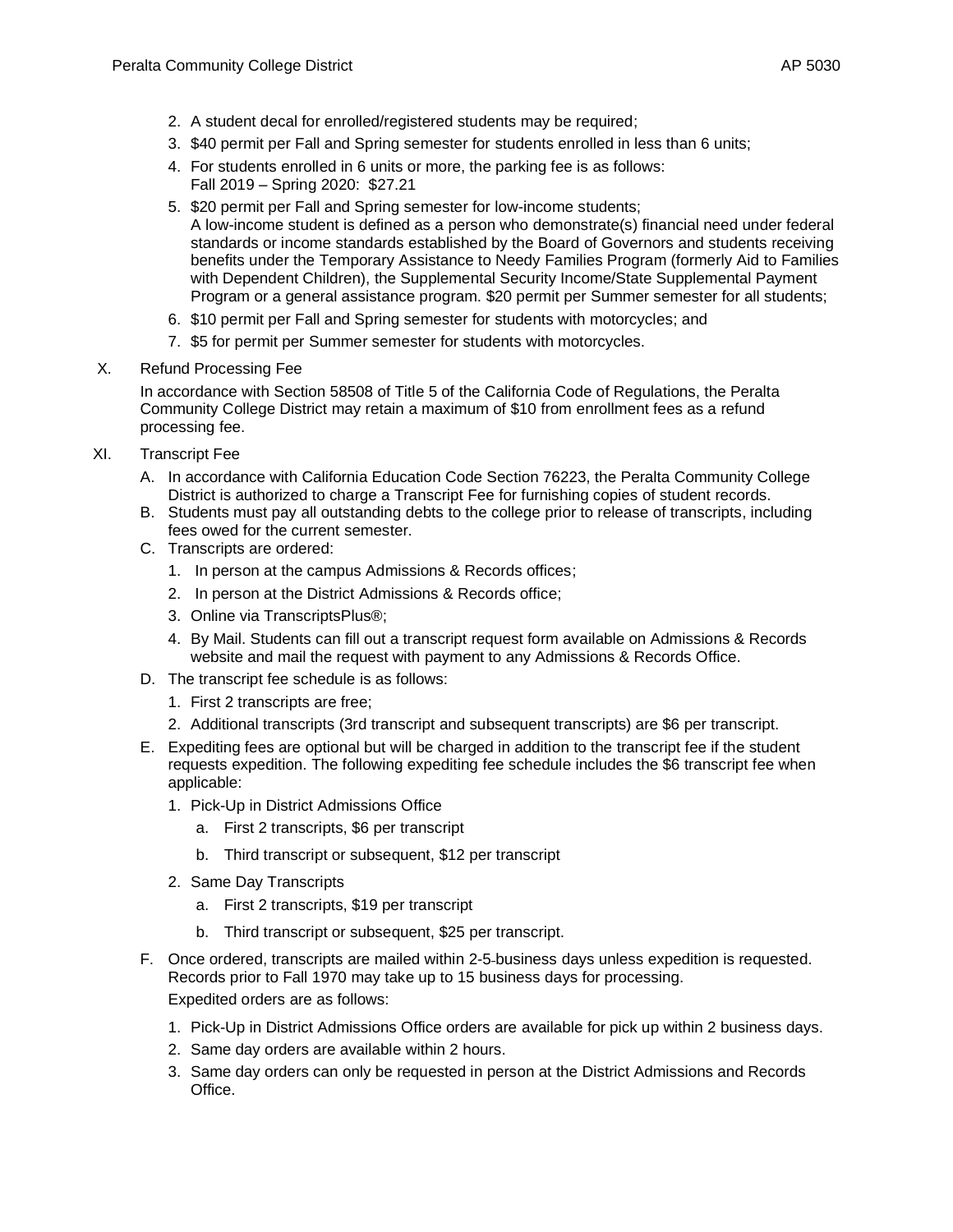2. A student decal for enrolled/registered students may be required;
3. $40 permit per Fall and Spring semester for students enrolled in less than 6 units;
4. For students enrolled in 6 units or more, the parking fee is as follows:
   Fall 2019 – Spring 2020: $27.21
5. $20 permit per Fall and Spring semester for low-income students;
   A low-income student is defined as a person who demonstrate(s) financial need under federal standards or income standards established by the Board of Governors and students receiving benefits under the Temporary Assistance to Needy Families Program (formerly Aid to Families with Dependent Children), the Supplemental Security Income/State Supplemental Payment Program or a general assistance program. $20 permit per Summer semester for all students;
6. $10 permit per Fall and Spring semester for students with motorcycles; and
7. $5 for permit per Summer semester for students with motorcycles.

X. Refund Processing Fee

In accordance with Section 58508 of Title 5 of the California Code of Regulations, the Peralta Community College District may retain a maximum of $10 from enrollment fees as a refund processing fee.

XI. Transcript Fee

A. In accordance with California Education Code Section 76223, the Peralta Community College District is authorized to charge a Transcript Fee for furnishing copies of student records.

B. Students must pay all outstanding debts to the college prior to release of transcripts, including fees owed for the current semester.

C. Transcripts are ordered:
   1. In person at the campus Admissions & Records offices;
   2. In person at the District Admissions & Records office;
   3. Online via TranscriptsPlus®;
   4. By Mail. Students can fill out a transcript request form available on Admissions & Records website and mail the request with payment to any Admissions & Records Office.

D. The transcript fee schedule is as follows:
   1. First 2 transcripts are free;
   2. Additional transcripts (3rd transcript and subsequent transcripts) are $6 per transcript.

E. Expediting fees are optional but will be charged in addition to the transcript fee if the student requests expedition. The following expediting fee schedule includes the $6 transcript fee when applicable:
   1. Pick-Up in District Admissions Office
      a. First 2 transcripts, $6 per transcript
      b. Third transcript or subsequent, $12 per transcript
   2. Same Day Transcripts
      a. First 2 transcripts, $19 per transcript
      b. Third transcript or subsequent, $25 per transcript.

F. Once ordered, transcripts are mailed within 2-5 business days unless expedition is requested. Records prior to Fall 1970 may take up to 15 business days for processing.

   Expedited orders are as follows:
   1. Pick-Up in District Admissions Office orders are available for pick up within 2 business days.
   2. Same day orders are available within 2 hours.
   3. Same day orders can only be requested in person at the District Admissions and Records Office.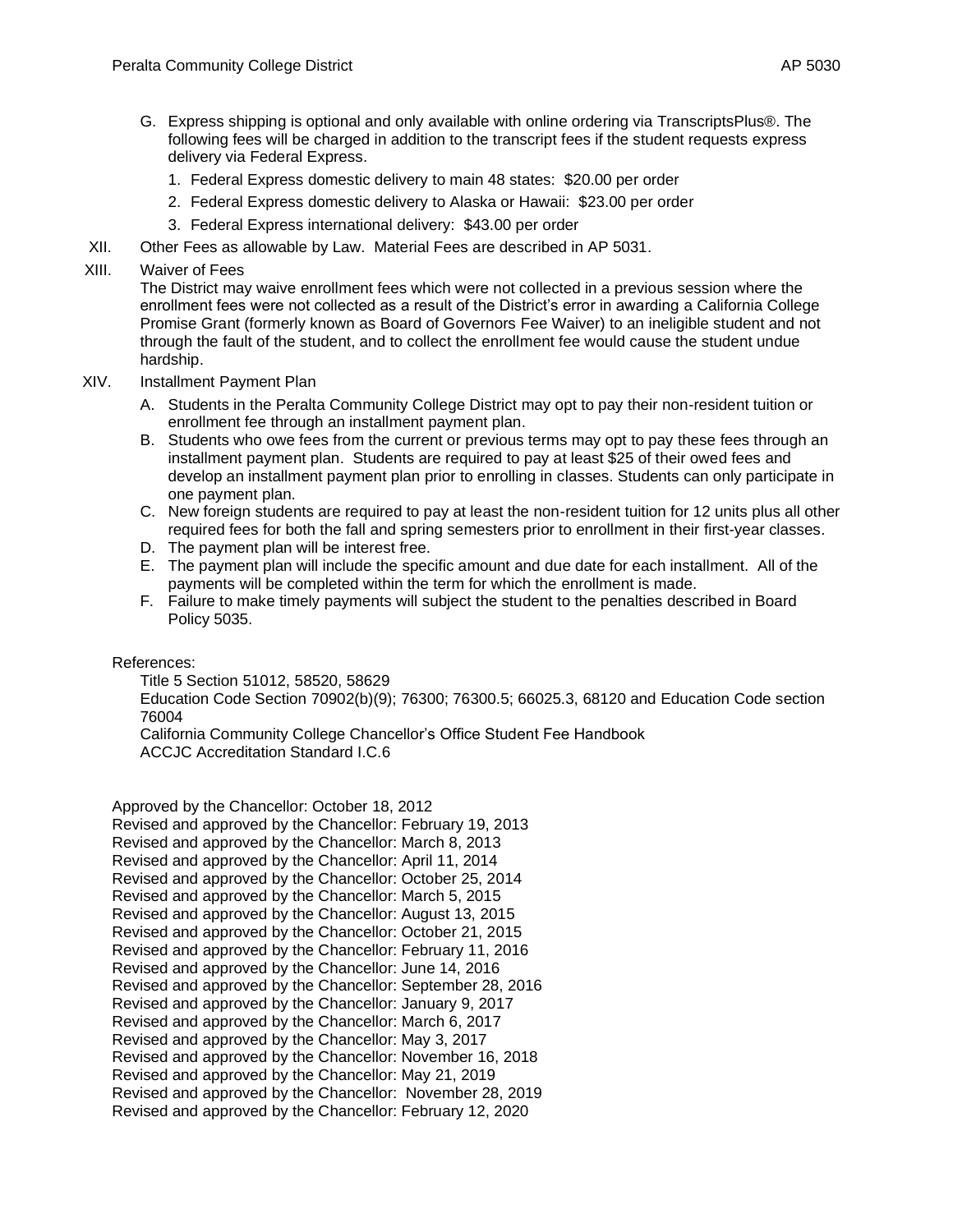G. Express shipping is optional and only available with online ordering via TranscriptsPlus®. The following fees will be charged in addition to the transcript fees if the student requests express delivery via Federal Express.
   1. Federal Express domestic delivery to main 48 states: $20.00 per order
   2. Federal Express domestic delivery to Alaska or Hawaii: $23.00 per order
   3. Federal Express international delivery: $43.00 per order

XII. Other Fees as allowable by Law. Material Fees are described in AP 5031.

XIII. Waiver of Fees
The District may waive enrollment fees which were not collected in a previous session where the enrollment fees were not collected as a result of the District's error in awarding a California College Promise Grant (formerly known as Board of Governors Fee Waiver) to an ineligible student and not through the fault of the student, and to collect the enrollment fee would cause the student undue hardship.

XIV. Installment Payment Plan

A. Students in the Peralta Community College District may opt to pay their non-resident tuition or enrollment fee through an installment payment plan.
B. Students who owe fees from the current or previous terms may opt to pay these fees through an installment payment plan. Students are required to pay at least $25 of their owed fees and develop an installment payment plan prior to enrolling in classes. Students can only participate in one payment plan.
C. New foreign students are required to pay at least the non-resident tuition for 12 units plus all other required fees for both the fall and spring semesters prior to enrollment in their first-year classes.
D. The payment plan will be interest free.
E. The payment plan will include the specific amount and due date for each installment. All of the payments will be completed within the term for which the enrollment is made.
F. Failure to make timely payments will subject the student to the penalties described in Board Policy 5035.

References:

Title 5 Section 51012, 58520, 58629
Education Code Section 70902(b)(9); 76300; 76300.5; 66025.3, 68120 and Education Code section 76004
California Community College Chancellor's Office Student Fee Handbook
ACCJC Accreditation Standard I.C.6

Approved by the Chancellor: October 18, 2012
Revised and approved by the Chancellor: February 19, 2013
Revised and approved by the Chancellor: March 8, 2013
Revised and approved by the Chancellor: April 11, 2014
Revised and approved by the Chancellor: October 25, 2014
Revised and approved by the Chancellor: March 5, 2015
Revised and approved by the Chancellor: August 13, 2015
Revised and approved by the Chancellor: October 21, 2015
Revised and approved by the Chancellor: February 11, 2016
Revised and approved by the Chancellor: June 14, 2016
Revised and approved by the Chancellor: September 28, 2016
Revised and approved by the Chancellor: January 9, 2017
Revised and approved by the Chancellor: March 6, 2017
Revised and approved by the Chancellor: May 3, 2017
Revised and approved by the Chancellor: November 16, 2018
Revised and approved by the Chancellor: May 21, 2019
Revised and approved by the Chancellor: November 28, 2019
Revised and approved by the Chancellor: February 12, 2020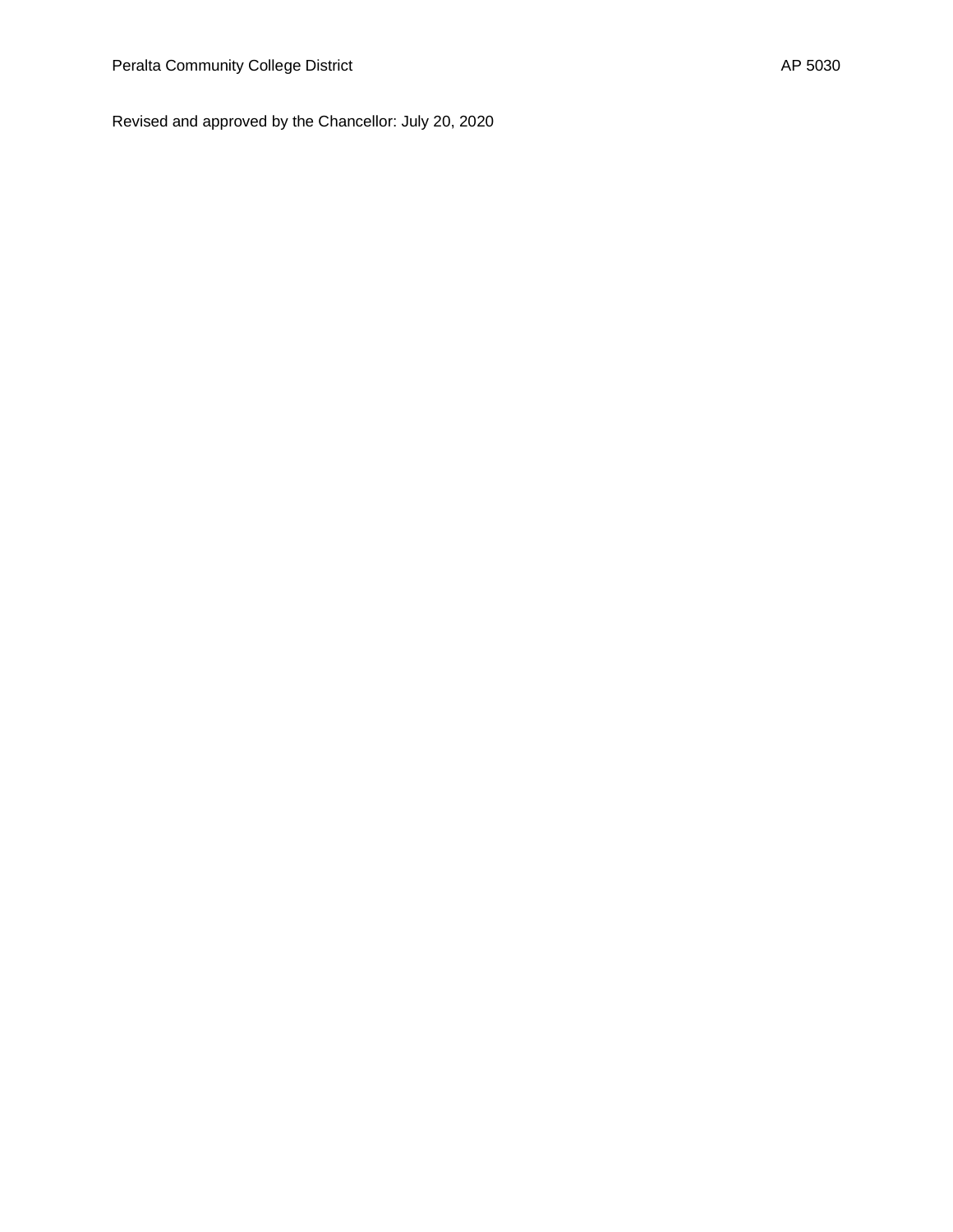Revised and approved by the Chancellor: July 20, 2020